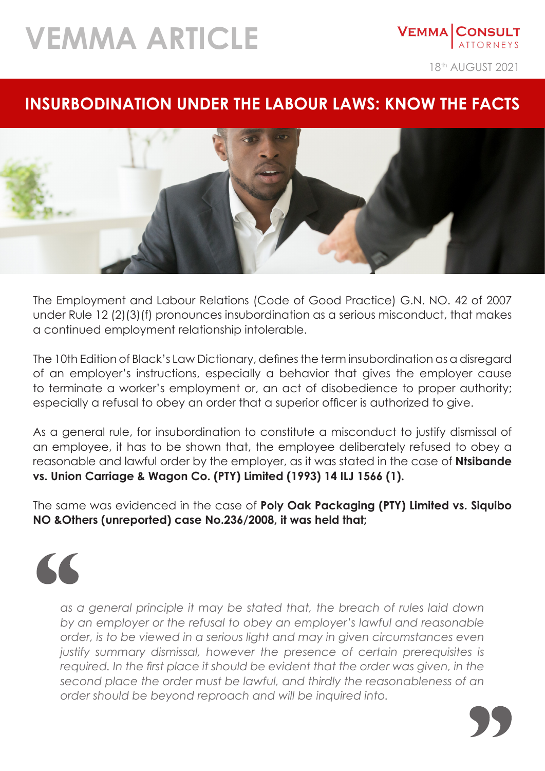# VEMMA ARTICLE

VEMMA | CONSULT ATTORNEYS

18th AUGUST 2021

## INSURBODINATION UNDER THE LABOUR LAWS: KNOW THE FACTS

The Employment and Labour Relations (Code of Good Practice) G.N. NO. 42 of 2007 under Rule 12 (2)(3)(f) pronounces insubordination as a serious misconduct, that makes a continued employment relationship intolerable.

The 10th Edition of Black's Law Dictionary, defines the term insubordination as a disregard of an employer's instructions, especially a behavior that gives the employer cause to terminate a worker's employment or, an act of disobedience to proper authority; especially a refusal to obey an order that a superior officer is authorized to give.

As a general rule, for insubordination to constitute a misconduct to justify dismissal of an employee, it has to be shown that, the employee deliberately refused to obey a reasonable and lawful order by the employer, as it was stated in the case of **Ntsibande vs. Union Carriage & Wagon Co. (PTY) Limited (1993) 14 ILJ 1566 (1).**

The same was evidenced in the case of **Poly Oak Packaging (PTY) Limited vs. Siquibo NO &Others (unreported) case No.236/2008, it was held that;**

> *as a general principle it may be stated that, the breach of rules laid down by an employer or the refusal to obey an employer's lawful and reasonable order, is to be viewed in a serious light and may in given circumstances even justify summary dismissal, however the presence of certain prerequisites is required. In the first place it should be evident that the order was given, in the second place the order must be lawful, and thirdly the reasonableness of an order should be beyond reproach and will be inquired into.*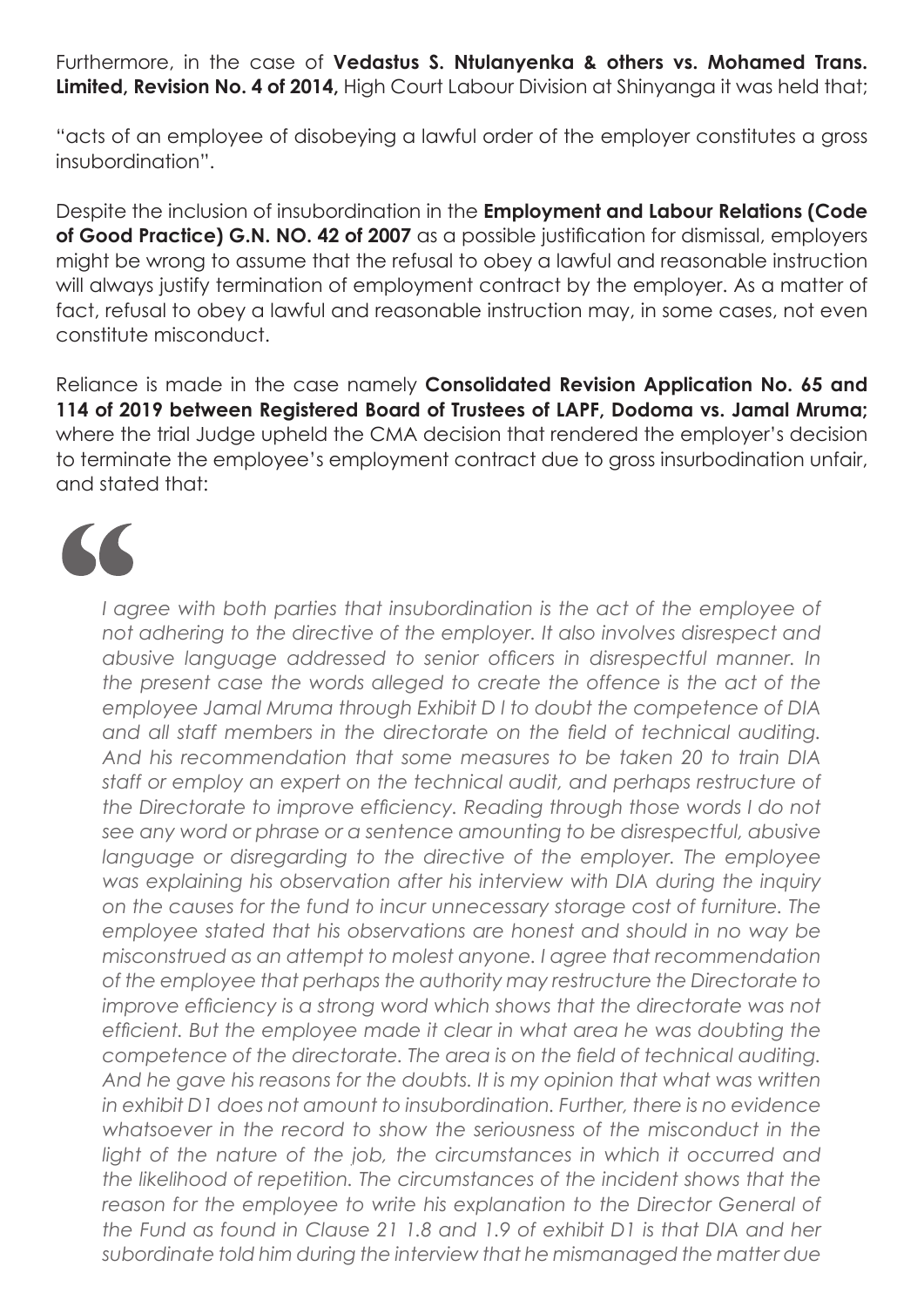Furthermore, in the case of **Vedastus S. Ntulanyenka & others vs. Mohamed Trans. Limited, Revision No. 4 of 2014,** High Court Labour Division at Shinyanga it was held that;

"acts of an employee of disobeying a lawful order of the employer constitutes a gross insubordination".

Despite the inclusion of insubordination in the **Employment and Labour Relations (Code of Good Practice) G.N. NO. 42 of 2007** as a possible justification for dismissal, employers might be wrong to assume that the refusal to obey a lawful and reasonable instruction will always justify termination of employment contract by the employer. As a matter of fact, refusal to obey a lawful and reasonable instruction may, in some cases, not even constitute misconduct.

Reliance is made in the case namely **Consolidated Revision Application No. 65 and 114 of 2019 between Registered Board of Trustees of LAPF, Dodoma vs. Jamal Mruma;** where the trial Judge upheld the CMA decision that rendered the employer's decision to terminate the employee's employment contract due to gross insurbodination unfair, and stated that:

> *I agree with both parties that insubordination is the act of the employee of not adhering to the directive of the employer. It also involves disrespect and abusive language addressed to senior officers in disrespectful manner. In the present case the words alleged to create the offence is the act of the employee Jamal Mruma through Exhibit D l to doubt the competence of DIA and all staff members in the directorate on the field of technical auditing. And his recommendation that some measures to be taken 20 to train DIA staff or employ an expert on the technical audit, and perhaps restructure of the Directorate to improve efficiency. Reading through those words I do not see any word or phrase or a sentence amounting to be disrespectful, abusive language or disregarding to the directive of the employer. The employee was explaining his observation after his interview with DIA during the inquiry on the causes for the fund to incur unnecessary storage cost of furniture. The employee stated that his observations are honest and should in no way be misconstrued as an attempt to molest anyone. I agree that recommendation of the employee that perhaps the authority may restructure the Directorate to improve efficiency is a strong word which shows that the directorate was not efficient. But the employee made it clear in what area he was doubting the competence of the directorate. The area is on the field of technical auditing. And he gave his reasons for the doubts. It is my opinion that what was written in exhibit D1 does not amount to insubordination. Further, there is no evidence whatsoever in the record to show the seriousness of the misconduct in the light of the nature of the job, the circumstances in which it occurred and the likelihood of repetition. The circumstances of the incident shows that the reason for the employee to write his explanation to the Director General of the Fund as found in Clause 21 1.8 and 1.9 of exhibit D1 is that DIA and her subordinate told him during the interview that he mismanaged the matter due*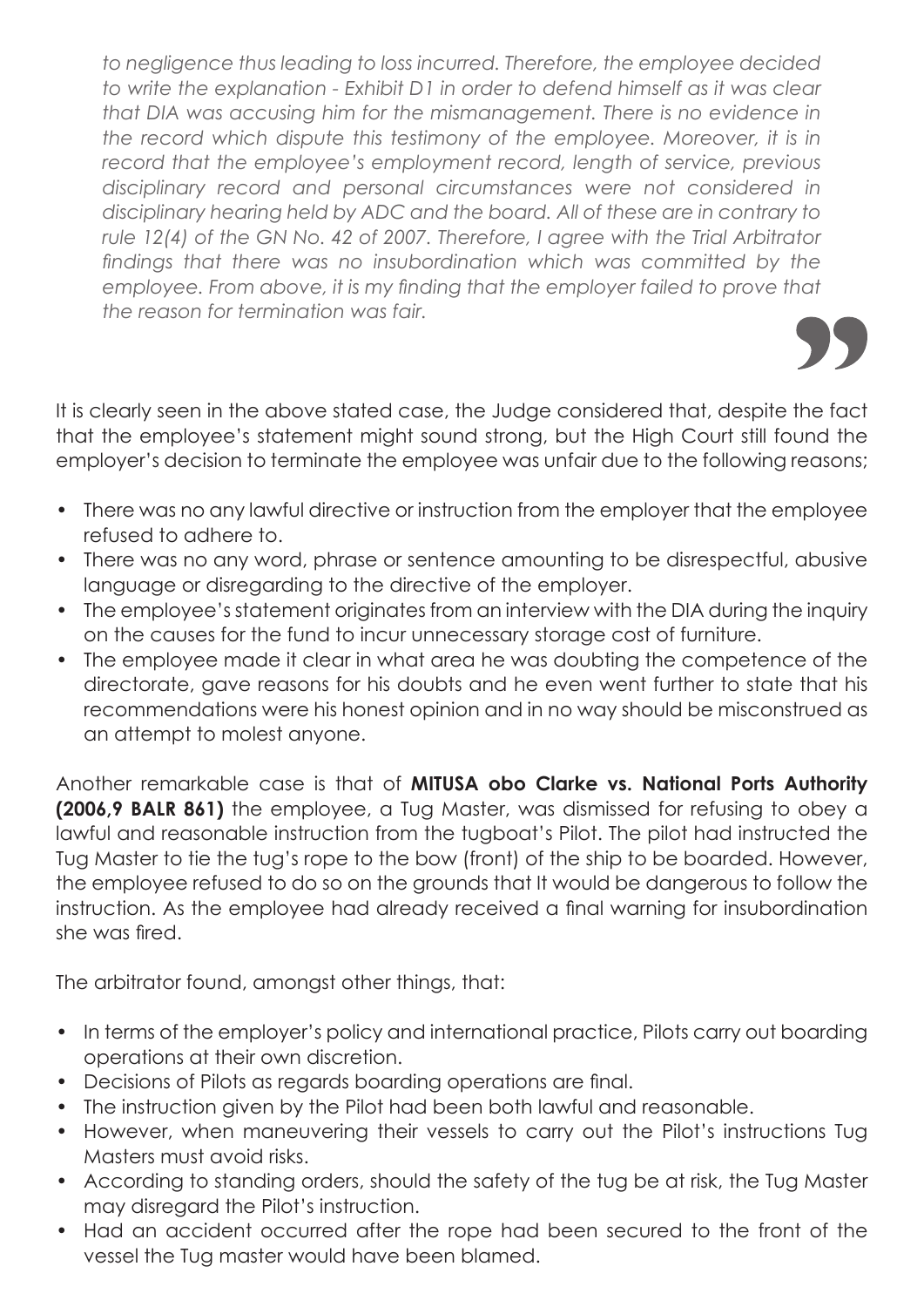*to negligence thus leading to loss incurred. Therefore, the employee decided to write the explanation - Exhibit D1 in order to defend himself as it was clear that DIA was accusing him for the mismanagement. There is no evidence in the record which dispute this testimony of the employee. Moreover, it is in record that the employee's employment record, length of service, previous disciplinary record and personal circumstances were not considered in disciplinary hearing held by ADC and the board. All of these are in contrary to rule 12(4) of the GN No. 42 of 2007. Therefore, I agree with the Trial Arbitrator findings that there was no insubordination which was committed by the employee. From above, it is my finding that the employer failed to prove that the reason for termination was fair.*

It is clearly seen in the above stated case, the Judge considered that, despite the fact that the employee's statement might sound strong, but the High Court still found the employer's decision to terminate the employee was unfair due to the following reasons;

- There was no any lawful directive or instruction from the employer that the employee refused to adhere to.
- There was no any word, phrase or sentence amounting to be disrespectful, abusive language or disregarding to the directive of the employer.
- The employee's statement originates from an interview with the DIA during the inquiry on the causes for the fund to incur unnecessary storage cost of furniture.
- The employee made it clear in what area he was doubting the competence of the directorate, gave reasons for his doubts and he even went further to state that his recommendations were his honest opinion and in no way should be misconstrued as an attempt to molest anyone.

Another remarkable case is that of **MITUSA obo Clarke vs. National Ports Authority (2006,9 BALR 861)** the employee, a Tug Master, was dismissed for refusing to obey a lawful and reasonable instruction from the tugboat's Pilot. The pilot had instructed the Tug Master to tie the tug's rope to the bow (front) of the ship to be boarded. However, the employee refused to do so on the grounds that It would be dangerous to follow the instruction. As the employee had already received a final warning for insubordination she was fired.

The arbitrator found, amongst other things, that:

- In terms of the employer's policy and international practice, Pilots carry out boarding operations at their own discretion.
- Decisions of Pilots as regards boarding operations are final.
- The instruction given by the Pilot had been both lawful and reasonable.
- However, when maneuvering their vessels to carry out the Pilot's instructions Tug Masters must avoid risks.
- According to standing orders, should the safety of the tug be at risk, the Tug Master may disregard the Pilot's instruction.
- Had an accident occurred after the rope had been secured to the front of the vessel the Tug master would have been blamed.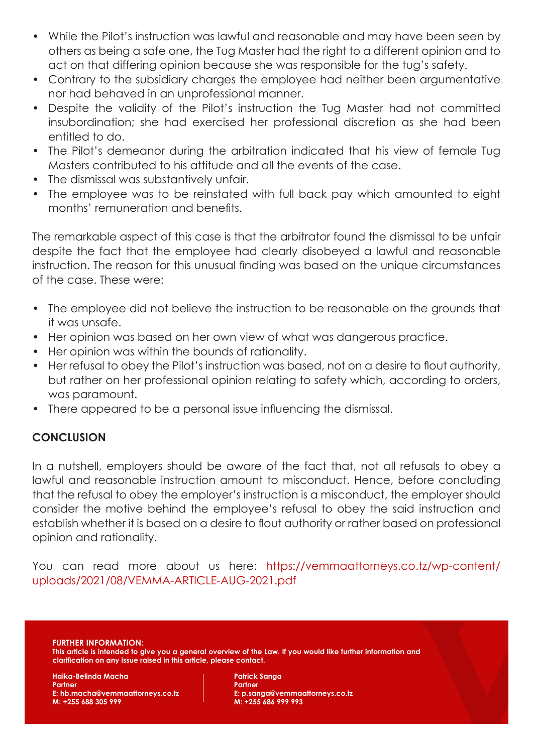- While the Pilot's instruction was lawful and reasonable and may have been seen by others as being a safe one, the Tug Master had the right to a different opinion and to act on that differing opinion because she was responsible for the tug's safety.
- Contrary to the subsidiary charges the employee had neither been argumentative nor had behaved in an unprofessional manner.
- Despite the validity of the Pilot's instruction the Tug Master had not committed insubordination; she had exercised her professional discretion as she had been entitled to do.
- The Pilot's demeanor during the arbitration indicated that his view of female Tug Masters contributed to his attitude and all the events of the case.
- The dismissal was substantively unfair.
- The employee was to be reinstated with full back pay which amounted to eight months' remuneration and benefits.

The remarkable aspect of this case is that the arbitrator found the dismissal to be unfair despite the fact that the employee had clearly disobeyed a lawful and reasonable instruction. The reason for this unusual finding was based on the unique circumstances of the case. These were:

- The employee did not believe the instruction to be reasonable on the grounds that it was unsafe.
- Her opinion was based on her own view of what was dangerous practice.
- Her opinion was within the bounds of rationality.
- Her refusal to obey the Pilot's instruction was based, not on a desire to flout authority, but rather on her professional opinion relating to safety which, according to orders, was paramount.
- There appeared to be a personal issue influencing the dismissal.

**CONCLUSION**

In a nutshell, employers should be aware of the fact that, not all refusals to obey a lawful and reasonable instruction amount to misconduct. Hence, before concluding that the refusal to obey the employer's instruction is a misconduct, the employer should consider the motive behind the employee's refusal to obey the said instruction and establish whether it is based on a desire to flout authority or rather based on professional opinion and rationality.

You can read more about us here: https://vemmaattorneys.co.tz/wp-content/uploads/2021/08/VEMMA-ARTICLE-AUG-2021.pdf

**FURTHER INFORMATION:**
**This article is intended to give you a general overview of the Law. If you would like further information and clarification on any issue raised in this article, please contact.**

**Haika-Belinda Macha**
**Partner**
**E: hb.macha@vemmaattorneys.co.tz**
**M: +255 688 305 999**

**Patrick Sanga**
**Partner**
**E: p.sanga@vemmaattorneys.co.tz**
**M: +255 686 999 993**